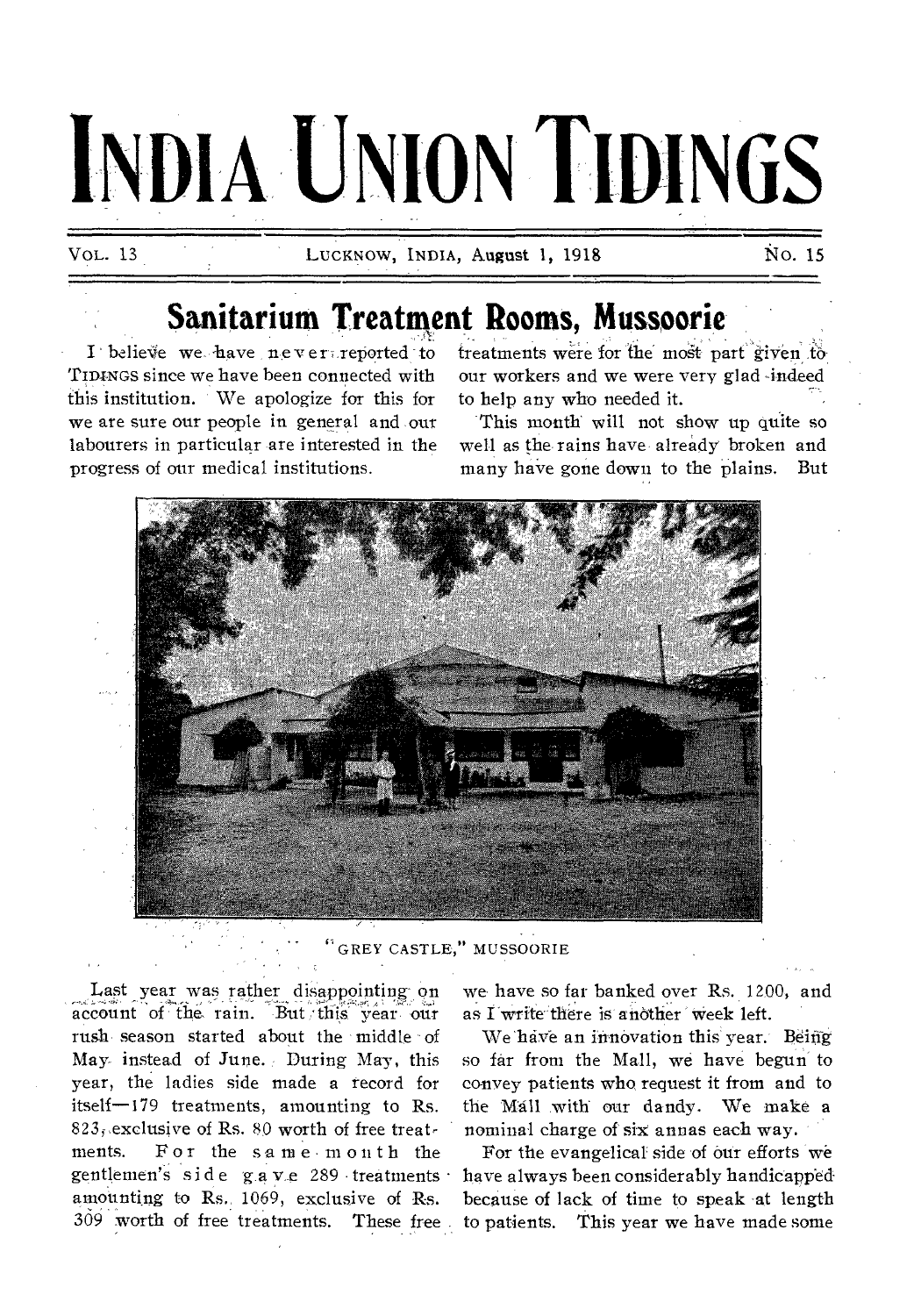# INDIA UNION TIDINGS

VOL. 13 LUCKNOW, INDIA, August 1, 1918 No. 15

## Sanitarium Treatment Rooms, Mussoorie

I believe we have never reported to TIDINGS since we have been connected with this institution. We apologize for this for we are sure our people in general and our labourers in particular are interested in the progress of our medical institutions.

"GREY CASTLE," MUSSOORIE

Last year was rather disappointing on account of the rain. But this year our rush season started about the middle of May instead of June. During May, this year, the ladies side made a record for itself—179 treatments, amounting to Rs. 823, exclusive of Rs. 80 worth of free treatments. For the same month the gentlemen's side gave 289 treatments amounting to Rs. 1069, exclusive of Rs. 309 worth of free treatments. These free treatments were for the most part given to our workers and we were very glad indeed to help any who needed it.

This month will not show up quite so well as the rains have already broken and many have gone down to the plains. But we have so far banked over Rs. 1200, and as I write there is another week left.

We have an innovation this year. Being so far from the Mall, we have begun to convey patients who request it from and to the Mall with our dandy. We make a nominal charge of six annas each way.

For the evangelical side of our efforts we have always been considerably handicapped because of lack of time to speak at length to patients. This year we have made some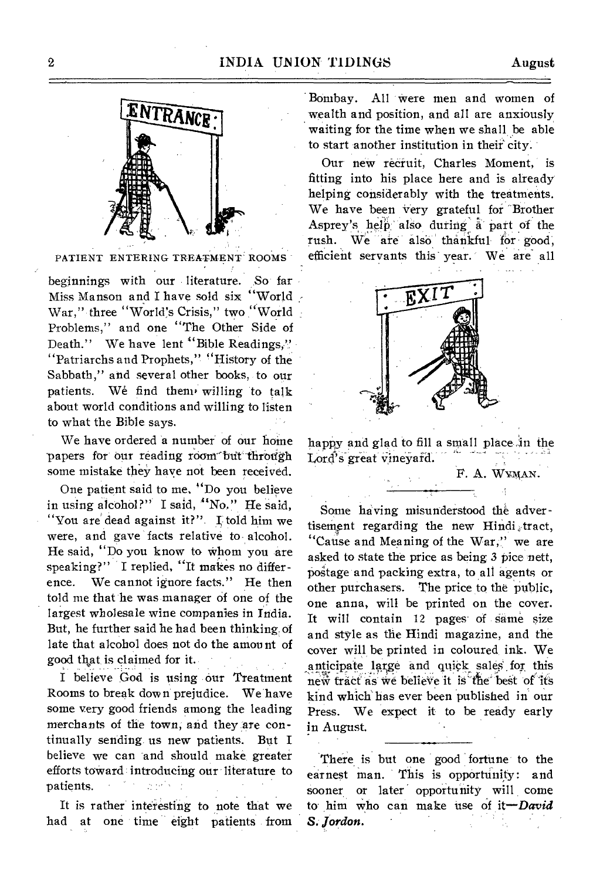PATIENT ENTERING TREATMENT ROOMS

beginnings with our literature. So far Miss Manson and I have sold six "World War," three "World's Crisis," two "World Problems," and one "The Other Side of Death." We have lent "Bible Readings," "Patriarchs and Prophets," "History of the Sabbath," and several other books, to our patients. We find them willing to talk about world conditions and willing to listen to what the Bible says.

We have ordered a number of our home papers for our reading room but through some mistake they have not been received.

One patient said to me, "Do you believe in using alcohol?" I said, "No." He said, "You are dead against it?" I told him we were, and gave facts relative to alcohol. He said, "Do you know to whom you are speaking?" I replied, "It makes no difference. We cannot ignore facts." He then told me that he was manager of one of the largest wholesale wine companies in India. But, he further said he had been thinking of late that alcohol does not do the amount of good that is claimed for it.

I believe God is using our Treatment Rooms to break down prejudice. We have some very good friends among the leading merchants of the town, and they are continually sending us new patients. But I believe we can and should make greater efforts toward introducing our literature to patients.

It is rather interesting to note that we had at one time eight patients from Bombay. All were men and women of wealth and position, and all are anxiously waiting for the time when we shall be able to start another institution in their city.

Our new recruit, Charles Moment, is fitting into his place here and is already helping considerably with the treatments. We have been very grateful for Brother Asprey's help also during a part of the rush. We are also thankful for good, efficient servants this year. We are all happy and glad to fill a small place in the Lord's great vineyard.

F. A. WYMAN.

---

Some having misunderstood the advertisement regarding the new Hindi tract, "Cause and Meaning of the War," we are asked to state the price as being 3 pice nett, postage and packing extra, to all agents or other purchasers. The price to the public, one anna, will be printed on the cover. It will contain 12 pages of same size and style as the Hindi magazine, and the cover will be printed in coloured ink. We anticipate large and quick sales for this new tract as we believe it is the best of its kind which has ever been published in our Press. We expect it to be ready early in August.

---

There is but one good fortune to the earnest man. This is opportunity: and sooner or later opportunity will come to him who can make use of it—***David S. Jordon.***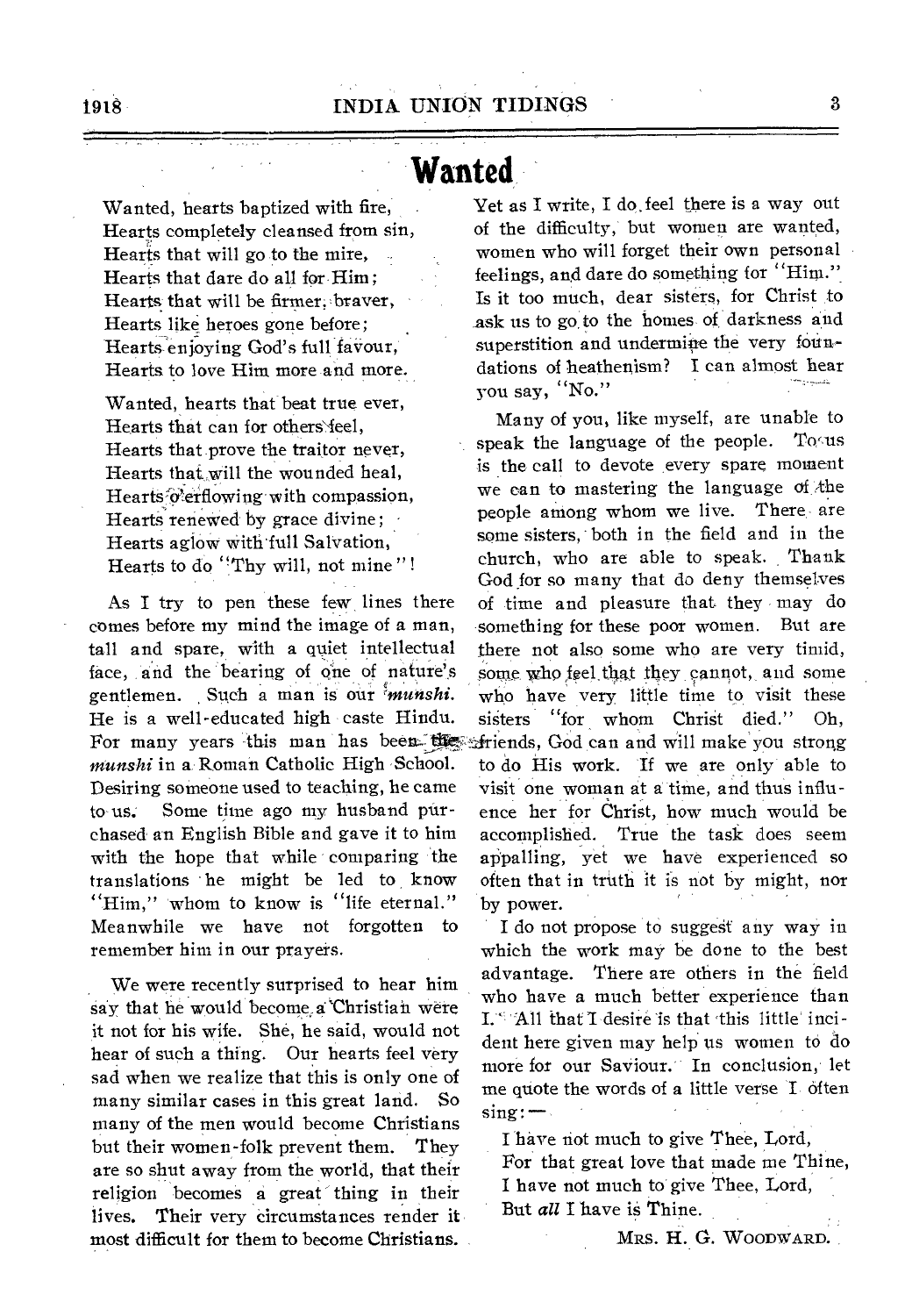# Wanted

Wanted, hearts baptized with fire,
Hearts completely cleansed from sin,
Hearts that will go to the mire,
Hearts that dare do all for Him;
Hearts that will be firmer, braver,
Hearts like heroes gone before;
Hearts enjoying God's full favour,
Hearts to love Him more and more.

Wanted, hearts that beat true ever,
Hearts that can for others feel,
Hearts that prove the traitor never,
Hearts that will the wounded heal,
Hearts o'erflowing with compassion,
Hearts renewed by grace divine;
Hearts aglow with full Salvation,
Hearts to do "Thy will, not mine"!

As I try to pen these few lines there comes before my mind the image of a man, tall and spare, with a quiet intellectual face, and the bearing of one of nature's gentlemen. Such a man is our *munshi*. He is a well-educated high caste Hindu. For many years this man has been the *munshi* in a Roman Catholic High School. Desiring someone used to teaching, he came to us. Some time ago my husband purchased an English Bible and gave it to him with the hope that while comparing the translations he might be led to know "Him," whom to know is "life eternal." Meanwhile we have not forgotten to remember him in our prayers.

We were recently surprised to hear him say that he would become a Christian were it not for his wife. She, he said, would not hear of such a thing. Our hearts feel very sad when we realize that this is only one of many similar cases in this great land. So many of the men would become Christians but their women-folk prevent them. They are so shut away from the world, that their religion becomes a great thing in their lives. Their very circumstances render it most difficult for them to become Christians.

Yet as I write, I do feel there is a way out of the difficulty, but women are wanted, women who will forget their own personal feelings, and dare do something for "Him." Is it too much, dear sisters, for Christ to ask us to go to the homes of darkness and superstition and undermine the very foundations of heathenism? I can almost hear you say, "No."

Many of you, like myself, are unable to speak the language of the people. To us is the call to devote every spare moment we can to mastering the language of the people among whom we live. There are some sisters, both in the field and in the church, who are able to speak. Thank God for so many that do deny themselves of time and pleasure that they may do something for these poor women. But are there not also some who are very timid, some who feel that they cannot, and some who have very little time to visit these sisters "for whom Christ died." Oh, friends, God can and will make you strong to do His work. If we are only able to visit one woman at a time, and thus influence her for Christ, how much would be accomplished. True the task does seem appalling, yet we have experienced so often that in truth it is not by might, nor by power.

I do not propose to suggest any way in which the work may be done to the best advantage. There are others in the field who have a much better experience than I. All that I desire is that this little incident here given may help us women to do more for our Saviour. In conclusion, let me quote the words of a little verse I often sing:—

I have not much to give Thee, Lord,
For that great love that made me Thine,
I have not much to give Thee, Lord,
But *all* I have is Thine.

MRS. H. G. WOODWARD.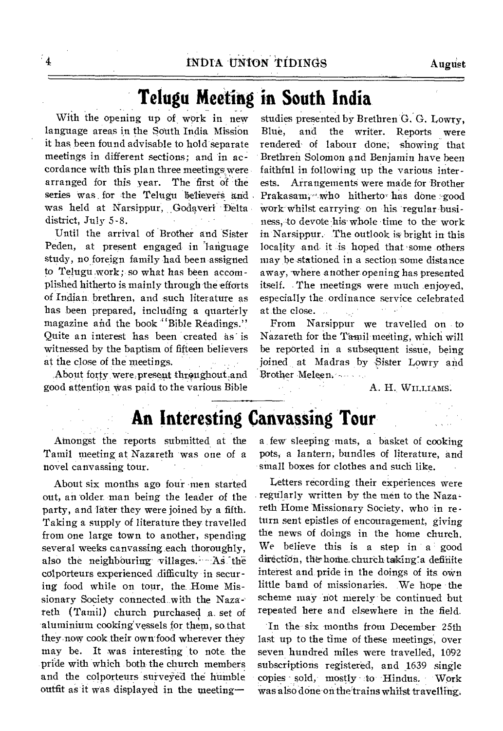# Telugu Meeting in South India

With the opening up of work in new language areas in the South India Mission it has been found advisable to hold separate meetings in different sections; and in accordance with this plan three meetings were arranged for this year. The first of the series was for the Telugu believers and was held at Narsippur, Godaveri Delta district, July 5-8.

Until the arrival of Brother and Sister Peden, at present engaged in language study, no foreign family had been assigned to Telugu work; so what has been accomplished hitherto is mainly through the efforts of Indian brethren, and such literature as has been prepared, including a quarterly magazine and the book "Bible Readings." Quite an interest has been created as is witnessed by the baptism of fifteen believers at the close of the meetings.

About forty were present throughout and good attention was paid to the various Bible studies presented by Brethren G. G. Lowry, Blue, and the writer. Reports were rendered of labour done, showing that Brethren Solomon and Benjamin have been faithful in following up the various interests. Arrangements were made for Brother Prakasam, who hitherto has done good work whilst carrying on his regular business, to devote his whole time to the work in Narsippur. The outlook is bright in this locality and it is hoped that some others may be stationed in a section some distance away, where another opening has presented itself. The meetings were much enjoyed, especially the ordinance service celebrated at the close.

From Narsippur we travelled on to Nazareth for the Tamil meeting, which will be reported in a subsequent issue, being joined at Madras by Sister Lowry and Brother Meleen.

A. H. WILLIAMS.

# An Interesting Canvassing Tour

Amongst the reports submitted at the Tamil meeting at Nazareth was one of a novel canvassing tour.

About six months ago four men started out, an older man being the leader of the party, and later they were joined by a fifth. Taking a supply of literature they travelled from one large town to another, spending several weeks canvassing each thoroughly, also the neighbouring villages. As the colporteurs experienced difficulty in securing food while on tour, the Home Missionary Society connected with the Nazareth (Tamil) church purchased a set of aluminium cooking vessels for them, so that they now cook their own food wherever they may be. It was interesting to note the pride with which both the church members and the colporteurs surveyed the humble outfit as it was displayed in the meeting—a few sleeping mats, a basket of cooking pots, a lantern, bundles of literature, and small boxes for clothes and such like.

Letters recording their experiences were regularly written by the men to the Nazareth Home Missionary Society, who in return sent epistles of encouragement, giving the news of doings in the home church. We believe this is a step in a good direction, the home church taking a definite interest and pride in the doings of its own little band of missionaries. We hope the scheme may not merely be continued but repeated here and elsewhere in the field.

In the six months from December 25th last up to the time of these meetings, over seven hundred miles were travelled, 1092 subscriptions registered, and 1639 single copies sold, mostly to Hindus. Work was also done on the trains whilst travelling.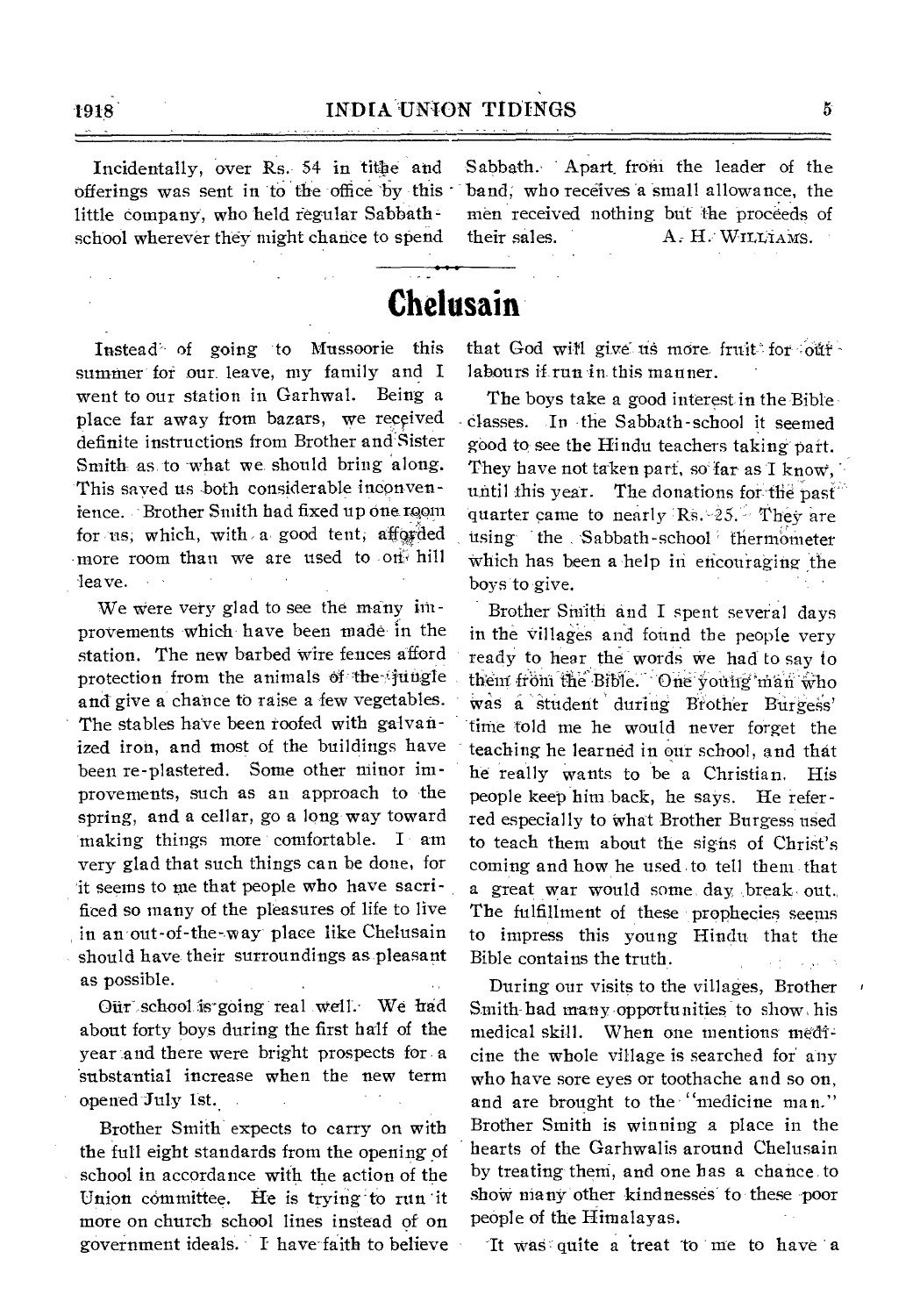Incidentally, over Rs. 54 in tithe and offerings was sent in to the office by this little company, who held regular Sabbath-school wherever they might chance to spend Sabbath. Apart from the leader of the band, who receives a small allowance, the men received nothing but the proceeds of their sales.

A. H. WILLIAMS.

# Chelusain

Instead of going to Mussoorie this summer for our leave, my family and I went to our station in Garhwal. Being a place far away from bazars, we received definite instructions from Brother and Sister Smith as to what we should bring along. This saved us both considerable inconvenience. Brother Smith had fixed up one room for us, which, with a good tent, afforded more room than we are used to on hill leave.

We were very glad to see the many improvements which have been made in the station. The new barbed wire fences afford protection from the animals of the jungle and give a chance to raise a few vegetables. The stables have been roofed with galvanized iron, and most of the buildings have been re-plastered. Some other minor improvements, such as an approach to the spring, and a cellar, go a long way toward making things more comfortable. I am very glad that such things can be done, for it seems to me that people who have sacrificed so many of the pleasures of life to live in an out-of-the-way place like Chelusain should have their surroundings as pleasant as possible.

Our school is going real well. We had about forty boys during the first half of the year and there were bright prospects for a substantial increase when the new term opened July 1st.

Brother Smith expects to carry on with the full eight standards from the opening of school in accordance with the action of the Union committee. He is trying to run it more on church school lines instead of on government ideals. I have faith to believe that God will give us more fruit for our labours if run in this manner.

The boys take a good interest in the Bible classes. In the Sabbath-school it seemed good to see the Hindu teachers taking part. They have not taken part, so far as I know, until this year. The donations for the past quarter came to nearly Rs. 25. They are using the Sabbath-school thermometer which has been a help in encouraging the boys to give.

Brother Smith and I spent several days in the villages and found the people very ready to hear the words we had to say to them from the Bible. One young man who was a student during Brother Burgess' time told me he would never forget the teaching he learned in our school, and that he really wants to be a Christian. His people keep him back, he says. He referred especially to what Brother Burgess used to teach them about the signs of Christ's coming and how he used to tell them that a great war would some day break out. The fulfillment of these prophecies seems to impress this young Hindu that the Bible contains the truth.

During our visits to the villages, Brother Smith had many opportunities to show his medical skill. When one mentions medicine the whole village is searched for any who have sore eyes or toothache and so on, and are brought to the "medicine man." Brother Smith is winning a place in the hearts of the Garhwalis around Chelusain by treating them, and one has a chance to show many other kindnesses to these poor people of the Himalayas.

It was quite a treat to me to have a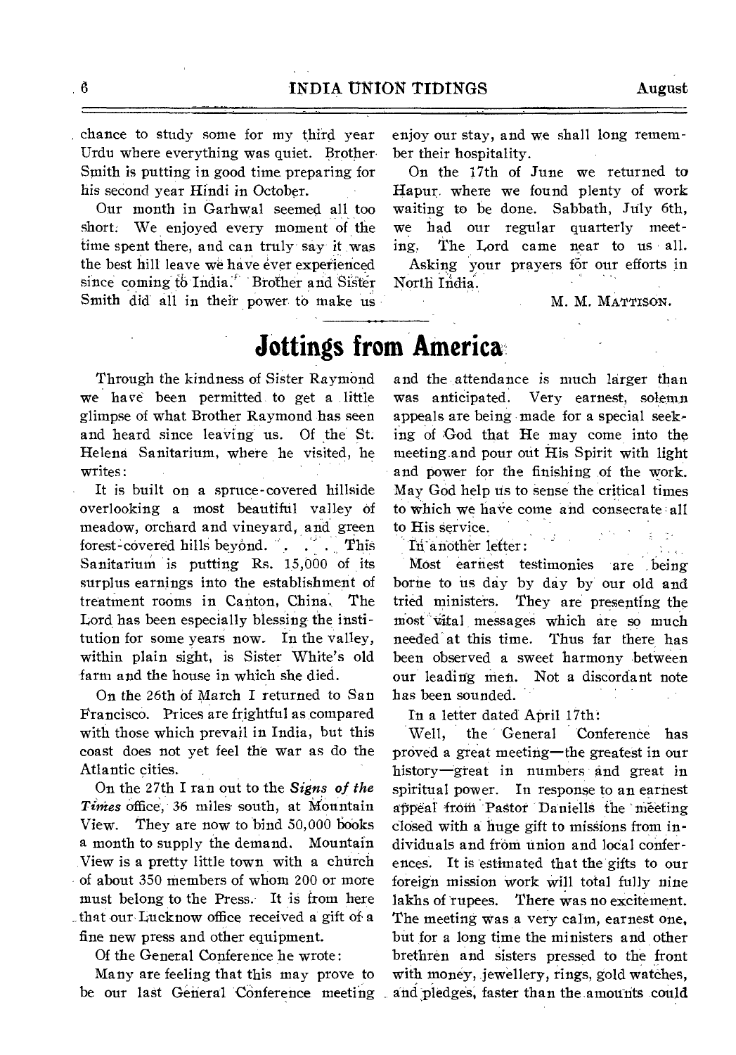chance to study some for my third year Urdu where everything was quiet. Brother Smith is putting in good time preparing for his second year Hindi in October.

Our month in Garhwal seemed all too short. We enjoyed every moment of the time spent there, and can truly say it was the best hill leave we have ever experienced since coming to India. Brother and Sister Smith did all in their power to make us enjoy our stay, and we shall long remember their hospitality.

On the 17th of June we returned to Hapur, where we found plenty of work waiting to be done. Sabbath, July 6th, we had our regular quarterly meeting. The Lord came near to us all.

Asking your prayers for our efforts in North India.

M. M. MATTISON.

# Jottings from America

Through the kindness of Sister Raymond we have been permitted to get a little glimpse of what Brother Raymond has seen and heard since leaving us. Of the St. Helena Sanitarium, where he visited, he writes:

It is built on a spruce-covered hillside overlooking a most beautiful valley of meadow, orchard and vineyard, and green forest-covered hills beyond. . . . This Sanitarium is putting Rs. 15,000 of its surplus earnings into the establishment of treatment rooms in Canton, China. The Lord has been especially blessing the institution for some years now. In the valley, within plain sight, is Sister White's old farm and the house in which she died.

On the 26th of March I returned to San Francisco. Prices are frightful as compared with those which prevail in India, but this coast does not yet feel the war as do the Atlantic cities.

On the 27th I ran out to the *Signs of the Times* office, 36 miles south, at Mountain View. They are now to bind 50,000 books a month to supply the demand. Mountain View is a pretty little town with a church of about 350 members of whom 200 or more must belong to the Press. It is from here that our Lucknow office received a gift of a fine new press and other equipment.

Of the General Conference he wrote:

Many are feeling that this may prove to be our last General Conference meeting and the attendance is much larger than was anticipated. Very earnest, solemn appeals are being made for a special seeking of God that He may come into the meeting and pour out His Spirit with light and power for the finishing of the work. May God help us to sense the critical times to which we have come and consecrate all to His service.

In another letter:

Most earnest testimonies are being borne to us day by day by our old and tried ministers. They are presenting the most vital messages which are so much needed at this time. Thus far there has been observed a sweet harmony between our leading men. Not a discordant note has been sounded.

In a letter dated April 17th:

Well, the General Conference has proved a great meeting—the greatest in our history—great in numbers and great in spiritual power. In response to an earnest appeal from Pastor Daniells the meeting closed with a huge gift to missions from individuals and from union and local conferences. It is estimated that the gifts to our foreign mission work will total fully nine lakhs of rupees. There was no excitement. The meeting was a very calm, earnest one, but for a long time the ministers and other brethren and sisters pressed to the front with money, jewellery, rings, gold watches, and pledges, faster than the amounts could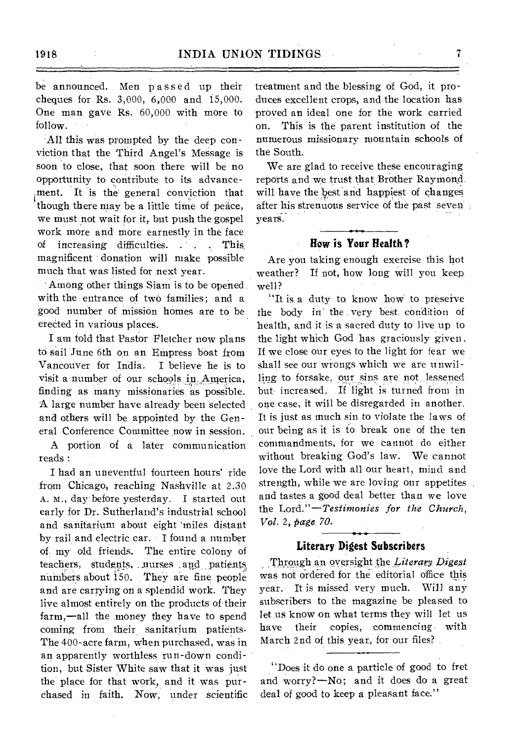be announced. Men passed up their cheques for Rs. 3,000, 6,000 and 15,000. One man gave Rs. 60,000 with more to follow.

All this was prompted by the deep conviction that the Third Angel's Message is soon to close, that soon there will be no opportunity to contribute to its advancement. It is the general conviction that though there may be a little time of peace, we must not wait for it, but push the gospel work more and more earnestly in the face of increasing difficulties. . . . This magnificent donation will make possible much that was listed for next year.

Among other things Siam is to be opened with the entrance of two families; and a good number of mission homes are to be erected in various places.

I am told that Pastor Fletcher now plans to sail June 6th on an Empress boat from Vancouver for India. I believe he is to visit a number of our schools in America, finding as many missionaries as possible. A large number have already been selected and others will be appointed by the General Conference Committee now in session.

A portion of a later communication reads:

I had an uneventful fourteen hours' ride from Chicago, reaching Nashville at 2.30 A. M., day before yesterday. I started out early for Dr. Sutherland's industrial school and sanitarium about eight miles distant by rail and electric car. I found a number of my old friends. The entire colony of teachers, students, nurses and patients numbers about 150. They are fine people and are carrying on a splendid work. They live almost entirely on the products of their farm,—all the money they have to spend coming from their sanitarium patients. The 400-acre farm, when purchased, was in an apparently worthless run-down condition, but Sister White saw that it was just the place for that work, and it was purchased in faith. Now, under scientific treatment and the blessing of God, it produces excellent crops, and the location has proved an ideal one for the work carried on. This is the parent institution of the numerous missionary mountain schools of the South.

We are glad to receive these encouraging reports and we trust that Brother Raymond will have the best and happiest of changes after his strenuous service of the past seven years.

## How is Your Health?

Are you taking enough exercise this hot weather? If not, how long will you keep well?

"It is a duty to know how to preserve the body in the very best condition of health, and it is a sacred duty to live up to the light which God has graciously given. If we close our eyes to the light for fear we shall see our wrongs which we are unwilling to forsake, our sins are not lessened but increased. If light is turned from in one case, it will be disregarded in another. It is just as much sin to violate the laws of our being as it is to break one of the ten commandments, for we cannot do either without breaking God's law. We cannot love the Lord with all our heart, mind and strength, while we are loving our appetites and tastes a good deal better than we love the Lord."—*Testimonies for the Church, Vol. 2, page 70.*

## Literary Digest Subscribers

Through an oversight the *Literary Digest* was not ordered for the editorial office this year. It is missed very much. Will any subscribers to the magazine be pleased to let us know on what terms they will let us have their copies, commencing with March 2nd of this year, for our files?

"Does it do one a particle of good to fret and worry?—No; and it does do a great deal of good to keep a pleasant face."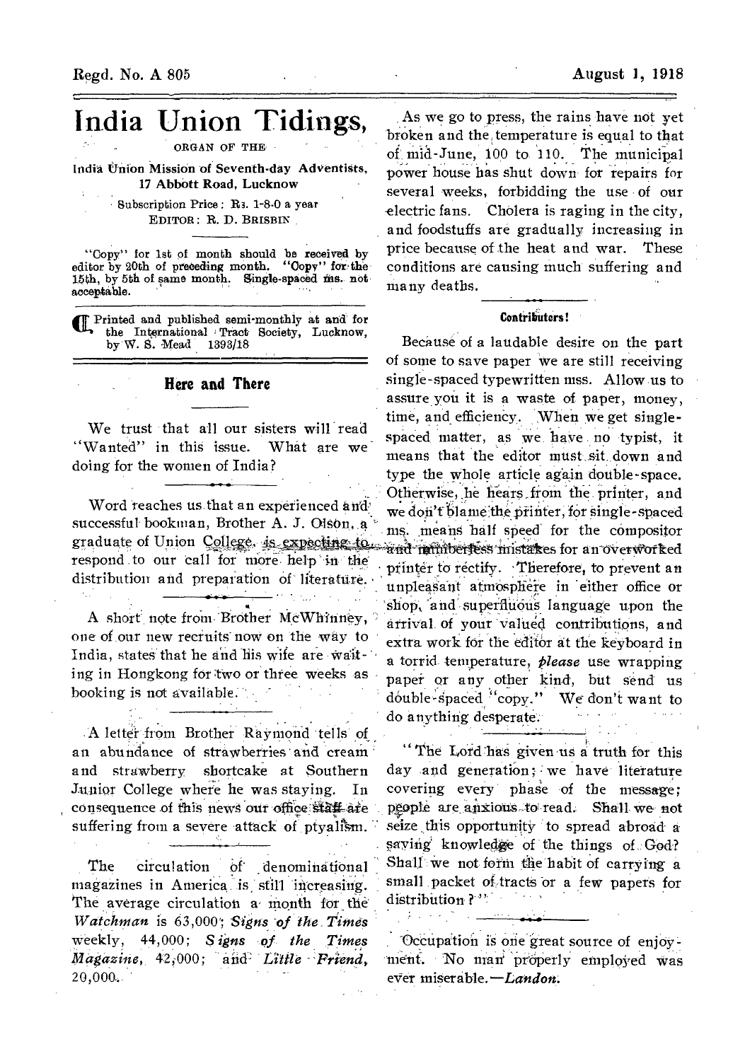Regd. No. A 805

August 1, 1918

# India Union Tidings,

ORGAN OF THE

India Union Mission of Seventh-day Adventists,
17 Abbott Road, Lucknow

Subscription Price: Rs. 1-8-0 a year
EDITOR: R. D. BRISBIN

"Copy" for 1st of month should be received by editor by 20th of preceding month. "Copy" for the 15th, by 5th of same month. Single-spaced ms. not acceptable.

Printed and published semi-monthly at and for the International Tract Society, Lucknow, by W. S. Mead 1393/18

## Here and There

We trust that all our sisters will read "Wanted" in this issue. What are we doing for the women of India?

Word reaches us that an experienced and successful bookman, Brother A. J. Olson, a graduate of Union College, is expecting to respond to our call for more help in the distribution and preparation of literature.

A short note from Brother McWhinney, one of our new recruits now on the way to India, states that he and his wife are waiting in Hongkong for two or three weeks as booking is not available.

A letter from Brother Raymond tells of an abundance of strawberries and cream and strawberry shortcake at Southern Junior College where he was staying. In consequence of this news our office staff are suffering from a severe attack of ptyalism.

The circulation of denominational magazines in America is still increasing. The average circulation a month for the *Watchman* is 63,000; *Signs of the Times* weekly, 44,000; *Signs of the Times Magazine*, 42,000; and *Little Friend*, 20,000.

As we go to press, the rains have not yet broken and the temperature is equal to that of mid-June, 100 to 110. The municipal power house has shut down for repairs for several weeks, forbidding the use of our electric fans. Cholera is raging in the city, and foodstuffs are gradually increasing in price because of the heat and war. These conditions are causing much suffering and many deaths.

### Contributors!

Because of a laudable desire on the part of some to save paper we are still receiving single-spaced typewritten mss. Allow us to assure you it is a waste of paper, money, time, and efficiency. When we get single-spaced matter, as we have no typist, it means that the editor must sit down and type the whole article again double-space. Otherwise, he hears from the printer, and we don't blame the printer, for single-spaced ms. means half speed for the compositor and numberless mistakes for an overworked printer to rectify. Therefore, to prevent an unpleasant atmosphere in either office or shop, and superfluous language upon the arrival of your valued contributions, and extra work for the editor at the keyboard in a torrid temperature, *please* use wrapping paper or any other kind, but send us double-spaced "copy." We don't want to do anything desperate.

"The Lord has given us a truth for this day and generation; we have literature covering every phase of the message; people are anxious to read. Shall we not seize this opportunity to spread abroad a saving knowledge of the things of God? Shall we not form the habit of carrying a small packet of tracts or a few papers for distribution?"

Occupation is one great source of enjoyment. No man properly employed was ever miserable.—*Landon.*